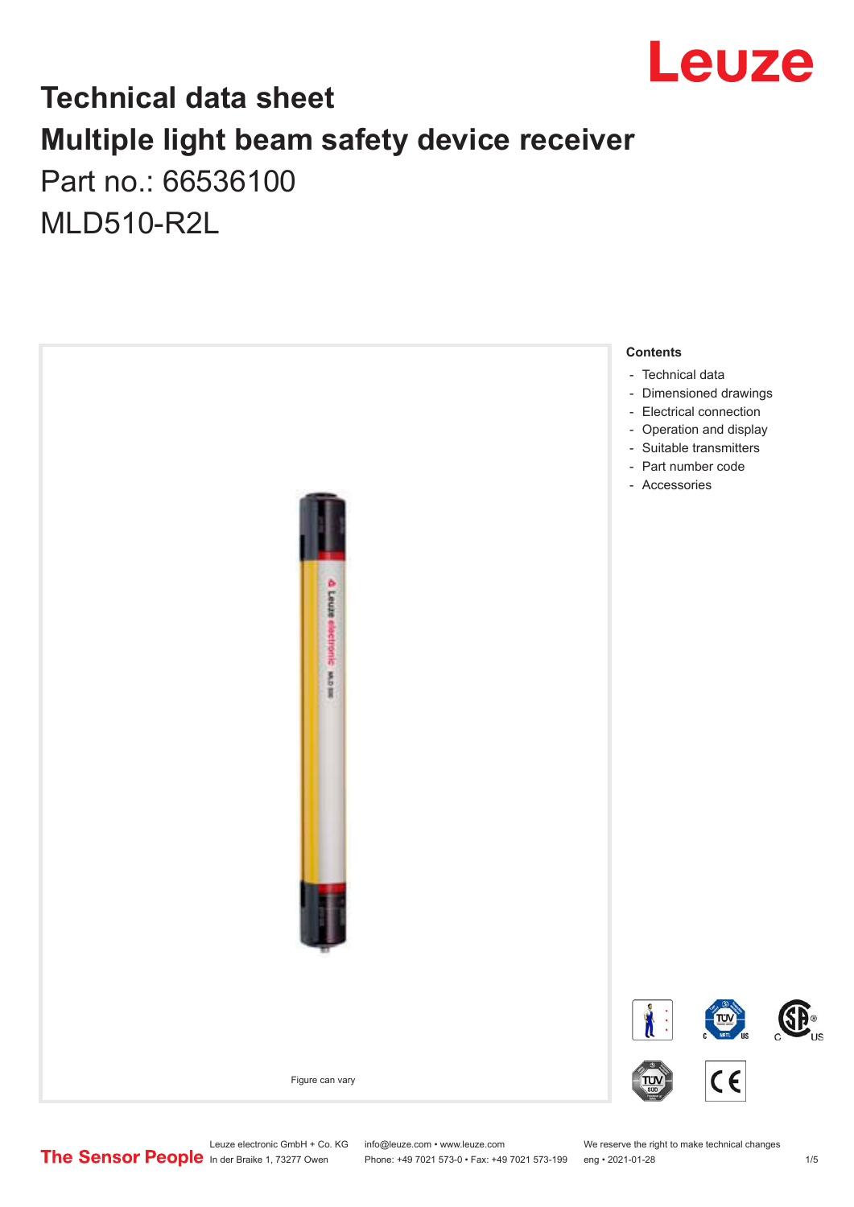# Technical data sheet

# Multiple light beam safety device receiver

Part no.: 66536100

MLD510-R2L

Figure can vary

**Contents**

- Technical data
- Dimensioned drawings
- Electrical connection
- Operation and display
- Suitable transmitters
- Part number code
- Accessories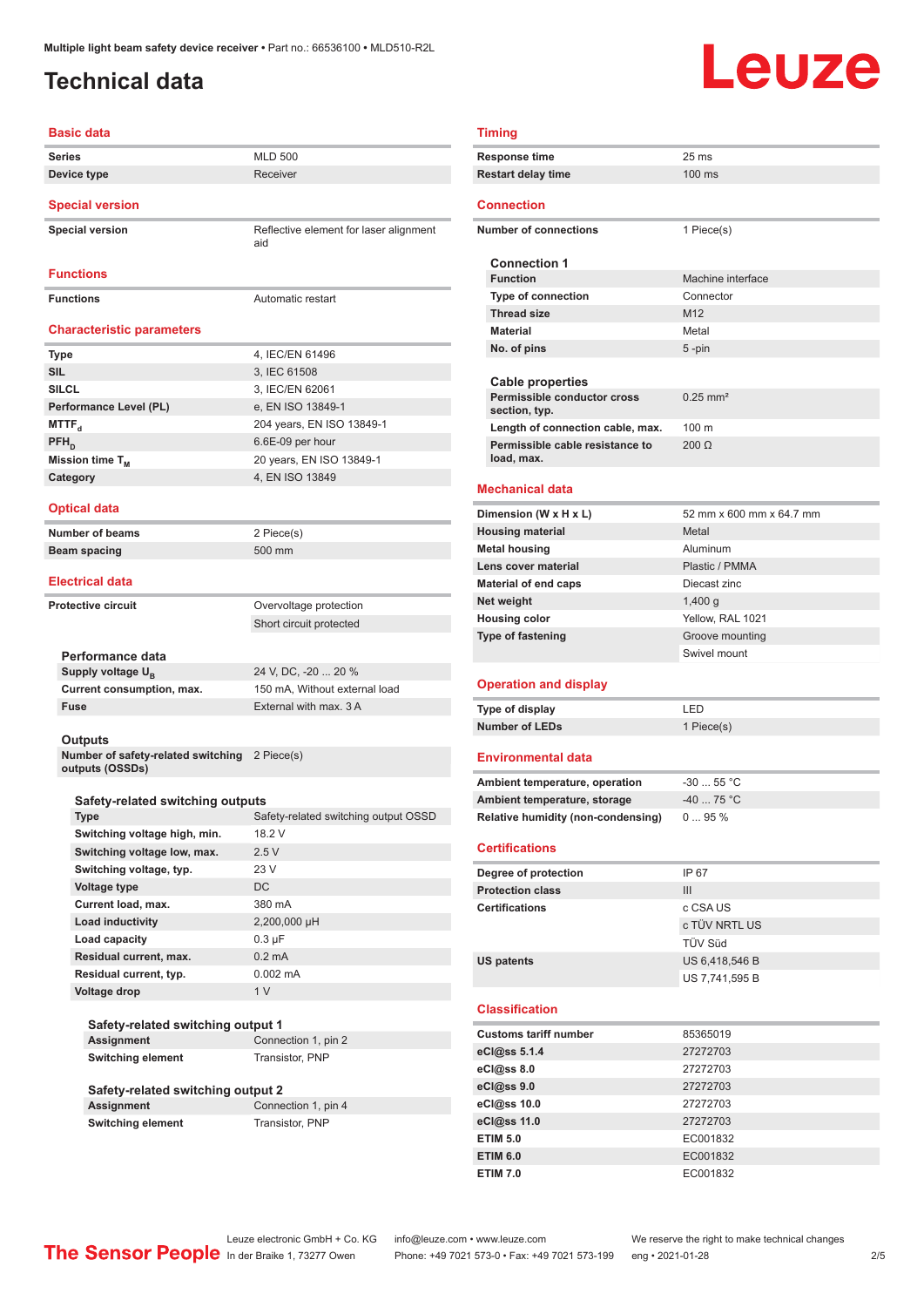Multiple light beam safety device receiver • Part no.: 66536100 • MLD510-R2L

# Technical data

## Basic data

| | |
|---|---|
| Series | MLD 500 |
| Device type | Receiver |

## Special version

| | |
|---|---|
| Special version | Reflective element for laser alignment aid |

## Functions

| | |
|---|---|
| Functions | Automatic restart |

## Characteristic parameters

| | |
|---|---|
| Type | 4, IEC/EN 61496 |
| SIL | 3, IEC 61508 |
| SILCL | 3, IEC/EN 62061 |
| Performance Level (PL) | e, EN ISO 13849-1 |
| $MTTF_d$ | 204 years, EN ISO 13849-1 |
| $PFH_D$ | 6.6E-09 per hour |
| Mission time $T_M$ | 20 years, EN ISO 13849-1 |
| Category | 4, EN ISO 13849 |

## Optical data

| | |
|---|---|
| Number of beams | 2 Piece(s) |
| Beam spacing | 500 mm |

## Electrical data

| | |
|---|---|
| Protective circuit | Overvoltage protection |
| | Short circuit protected |

### Performance data

| | |
|---|---|
| Supply voltage $U_B$ | 24 V, DC, -20 ... 20 % |
| Current consumption, max. | 150 mA, Without external load |
| Fuse | External with max. 3 A |

### Outputs

| | |
|---|---|
| Number of safety-related switching outputs (OSSDs) | 2 Piece(s) |

### Safety-related switching outputs

| | |
|---|---|
| Type | Safety-related switching output OSSD |
| Switching voltage high, min. | 18.2 V |
| Switching voltage low, max. | 2.5 V |
| Switching voltage, typ. | 23 V |
| Voltage type | DC |
| Current load, max. | 380 mA |
| Load inductivity | 2,200,000 µH |
| Load capacity | 0.3 µF |
| Residual current, max. | 0.2 mA |
| Residual current, typ. | 0.002 mA |
| Voltage drop | 1 V |

### Safety-related switching output 1

| | |
|---|---|
| Assignment | Connection 1, pin 2 |
| Switching element | Transistor, PNP |

### Safety-related switching output 2

| | |
|---|---|
| Assignment | Connection 1, pin 4 |
| Switching element | Transistor, PNP |

## Timing

| | |
|---|---|
| Response time | 25 ms |
| Restart delay time | 100 ms |

## Connection

| | |
|---|---|
| Number of connections | 1 Piece(s) |

### Connection 1

| | |
|---|---|
| Function | Machine interface |
| Type of connection | Connector |
| Thread size | M12 |
| Material | Metal |
| No. of pins | 5 -pin |

### Cable properties

| | |
|---|---|
| Permissible conductor cross section, typ. | 0.25 mm² |
| Length of connection cable, max. | 100 m |
| Permissible cable resistance to load, max. | 200 Ω |

## Mechanical data

| | |
|---|---|
| Dimension (W x H x L) | 52 mm x 600 mm x 64.7 mm |
| Housing material | Metal |
| Metal housing | Aluminum |
| Lens cover material | Plastic / PMMA |
| Material of end caps | Diecast zinc |
| Net weight | 1,400 g |
| Housing color | Yellow, RAL 1021 |
| Type of fastening | Groove mounting |
| | Swivel mount |

## Operation and display

| | |
|---|---|
| Type of display | LED |
| Number of LEDs | 1 Piece(s) |

## Environmental data

| | |
|---|---|
| Ambient temperature, operation | -30 ... 55 °C |
| Ambient temperature, storage | -40 ... 75 °C |
| Relative humidity (non-condensing) | 0 ... 95 % |

## Certifications

| | |
|---|---|
| Degree of protection | IP 67 |
| Protection class | III |
| Certifications | c CSA US |
| | c TÜV NRTL US |
| | TÜV Süd |
| US patents | US 6,418,546 B |
| | US 7,741,595 B |

## Classification

| | |
|---|---|
| Customs tariff number | 85365019 |
| eCl@ss 5.1.4 | 27272703 |
| eCl@ss 8.0 | 27272703 |
| eCl@ss 9.0 | 27272703 |
| eCl@ss 10.0 | 27272703 |
| eCl@ss 11.0 | 27272703 |
| ETIM 5.0 | EC001832 |
| ETIM 6.0 | EC001832 |
| ETIM 7.0 | EC001832 |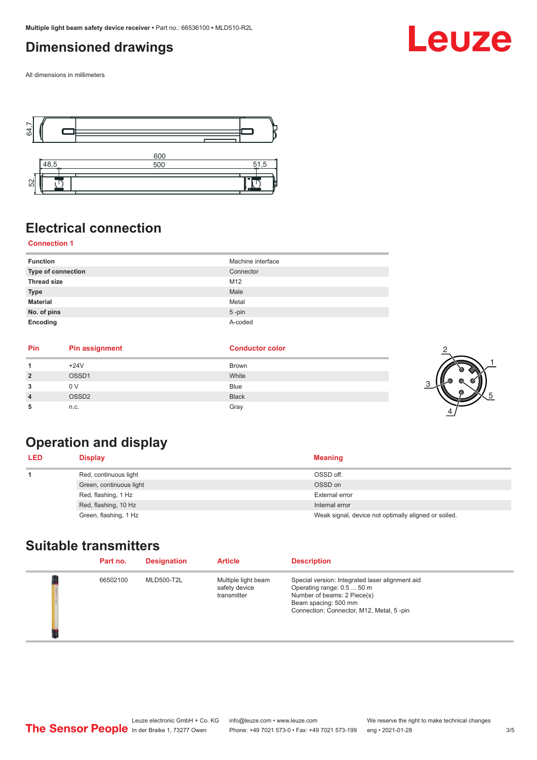## Dimensioned drawings

All dimensions in millimeters

## Electrical connection

### Connection 1

| Function | Machine interface |
|---|---|
| Type of connection | Connector |
| Thread size | M12 |
| Type | Male |
| Material | Metal |
| No. of pins | 5 -pin |
| Encoding | A-coded |

| Pin | Pin assignment | Conductor color |
|---|---|---|
| 1 | +24V | Brown |
| 2 | OSSD1 | White |
| 3 | 0 V | Blue |
| 4 | OSSD2 | Black |
| 5 | n.c. | Gray |

## Operation and display

| LED | Display | Meaning |
|---|---|---|
| 1 | Red, continuous light | OSSD off. |
| | Green, continuous light | OSSD on |
| | Red, flashing, 1 Hz | External error |
| | Red, flashing, 10 Hz | Internal error |
| | Green, flashing, 1 Hz | Weak signal, device not optimally aligned or soiled. |

## Suitable transmitters

| Part no. | Designation | Article | Description |
|---|---|---|---|
| 66502100 | MLD500-T2L | Multiple light beam safety device transmitter | Special version: Integrated laser alignment aid<br>Operating range: 0.5 ... 50 m<br>Number of beams: 2 Piece(s)<br>Beam spacing: 500 mm<br>Connection: Connector, M12, Metal, 5 -pin |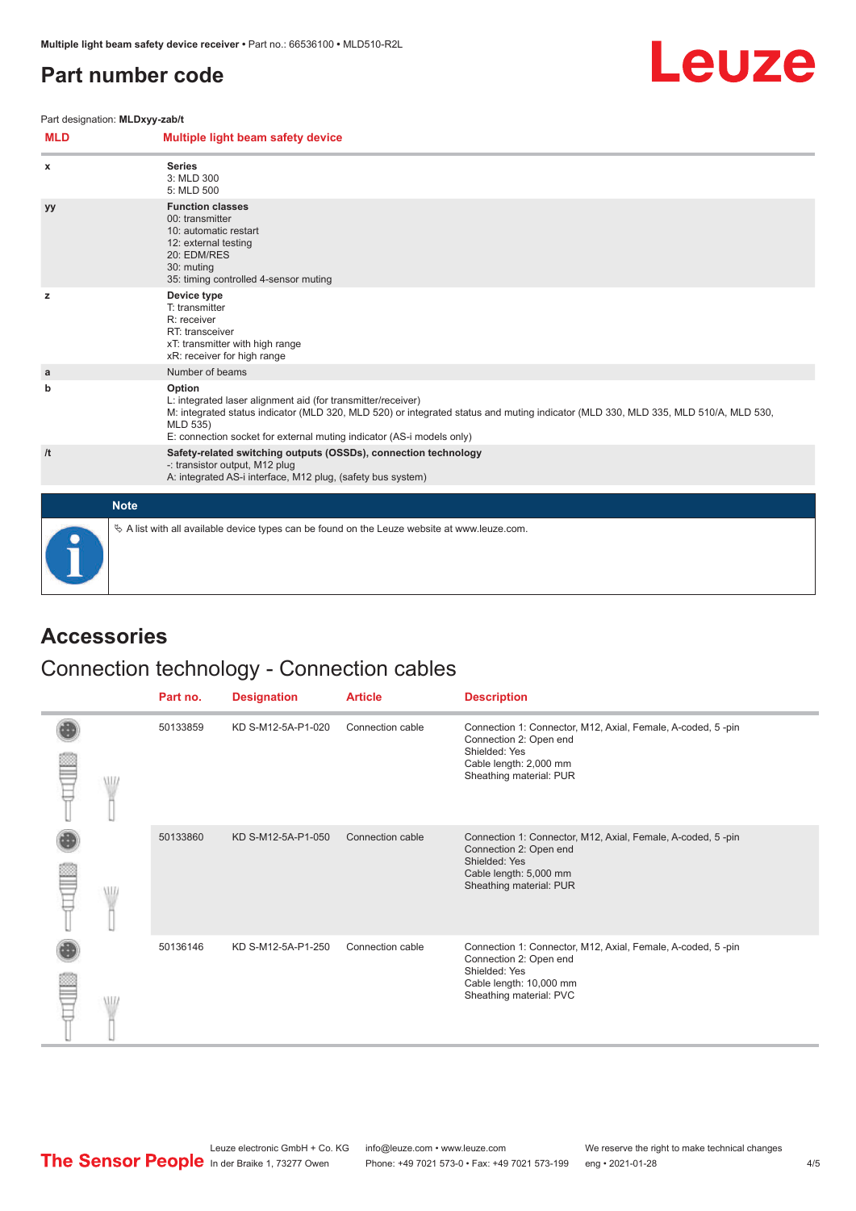## Part number code

Part designation: **MLDxyy-zab/t**

| MLD | Multiple light beam safety device |
|---|---|
| x | **Series**<br>3: MLD 300<br>5: MLD 500 |
| yy | **Function classes**<br>00: transmitter<br>10: automatic restart<br>12: external testing<br>20: EDM/RES<br>30: muting<br>35: timing controlled 4-sensor muting |
| z | **Device type**<br>T: transmitter<br>R: receiver<br>RT: transceiver<br>xT: transmitter with high range<br>xR: receiver for high range |
| a | Number of beams |
| b | **Option**<br>L: integrated laser alignment aid (for transmitter/receiver)<br>M: integrated status indicator (MLD 320, MLD 520) or integrated status and muting indicator (MLD 330, MLD 335, MLD 510/A, MLD 530, MLD 535)<br>E: connection socket for external muting indicator (AS-i models only) |
| /t | **Safety-related switching outputs (OSSDs), connection technology**<br>-: transistor output, M12 plug<br>A: integrated AS-i interface, M12 plug, (safety bus system) |

**Note**

A list with all available device types can be found on the Leuze website at www.leuze.com.

# Accessories

## Connection technology - Connection cables

| Part no. | Designation | Article | Description |
|---|---|---|---|
| 50133859 | KD S-M12-5A-P1-020 | Connection cable | Connection 1: Connector, M12, Axial, Female, A-coded, 5 -pin<br>Connection 2: Open end<br>Shielded: Yes<br>Cable length: 2,000 mm<br>Sheathing material: PUR |
| 50133860 | KD S-M12-5A-P1-050 | Connection cable | Connection 1: Connector, M12, Axial, Female, A-coded, 5 -pin<br>Connection 2: Open end<br>Shielded: Yes<br>Cable length: 5,000 mm<br>Sheathing material: PUR |
| 50136146 | KD S-M12-5A-P1-250 | Connection cable | Connection 1: Connector, M12, Axial, Female, A-coded, 5 -pin<br>Connection 2: Open end<br>Shielded: Yes<br>Cable length: 10,000 mm<br>Sheathing material: PVC |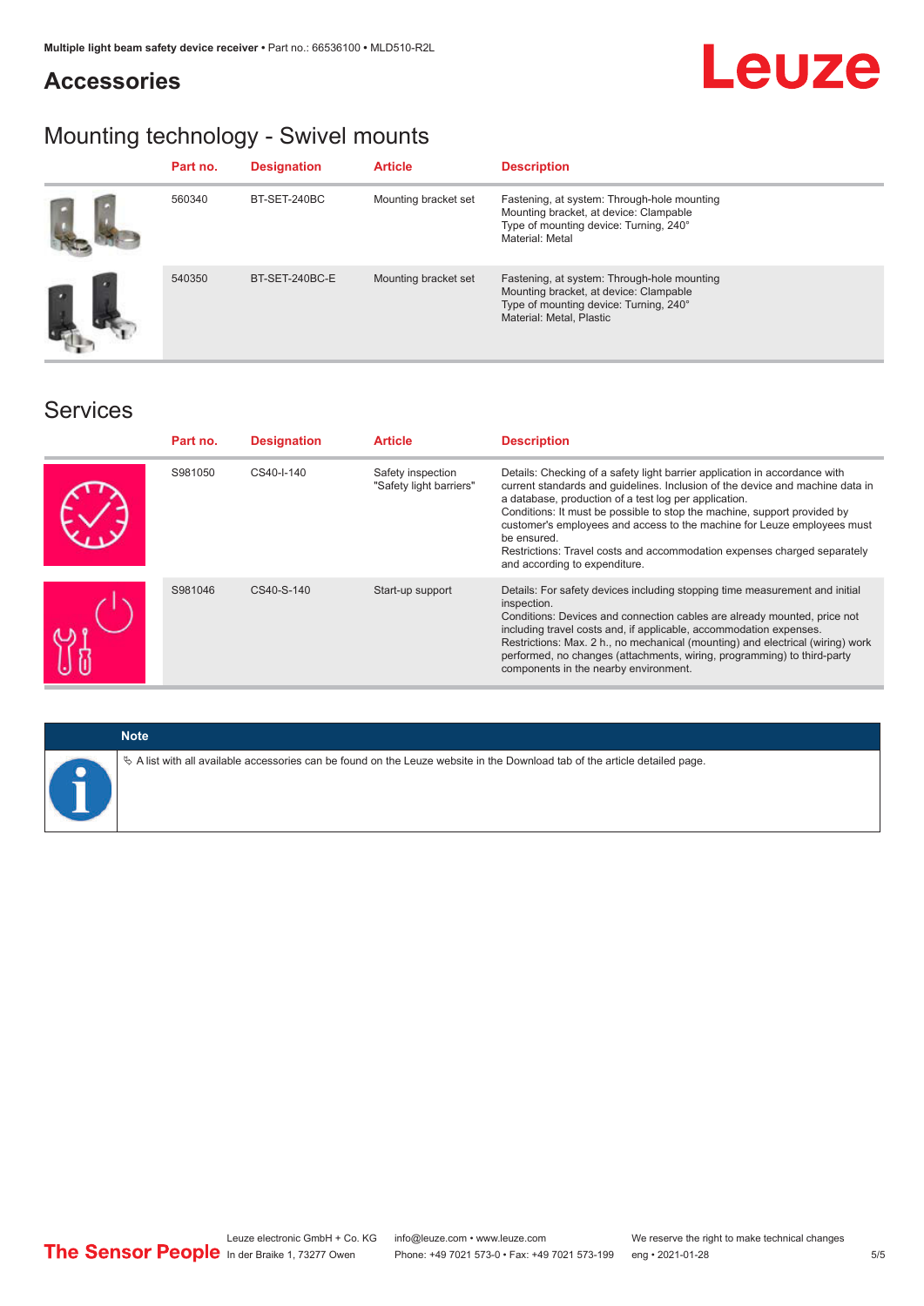## Accessories

# Mounting technology - Swivel mounts

| | Part no. | Designation | Article | Description |
|---|---|---|---|---|
| | 560340 | BT-SET-240BC | Mounting bracket set | Fastening, at system: Through-hole mounting<br>Mounting bracket, at device: Clampable<br>Type of mounting device: Turning, 240°<br>Material: Metal |
| | 540350 | BT-SET-240BC-E | Mounting bracket set | Fastening, at system: Through-hole mounting<br>Mounting bracket, at device: Clampable<br>Type of mounting device: Turning, 240°<br>Material: Metal, Plastic |

# Services

| | Part no. | Designation | Article | Description |
|---|---|---|---|---|
| | S981050 | CS40-I-140 | Safety inspection "Safety light barriers" | Details: Checking of a safety light barrier application in accordance with current standards and guidelines. Inclusion of the device and machine data in a database, production of a test log per application.<br>Conditions: It must be possible to stop the machine, support provided by customer's employees and access to the machine for Leuze employees must be ensured.<br>Restrictions: Travel costs and accommodation expenses charged separately and according to expenditure. |
| | S981046 | CS40-S-140 | Start-up support | Details: For safety devices including stopping time measurement and initial inspection.<br>Conditions: Devices and connection cables are already mounted, price not including travel costs and, if applicable, accommodation expenses.<br>Restrictions: Max. 2 h., no mechanical (mounting) and electrical (wiring) work performed, no changes (attachments, wiring, programming) to third-party components in the nearby environment. |

**Note**

↳ A list with all available accessories can be found on the Leuze website in the Download tab of the article detailed page.